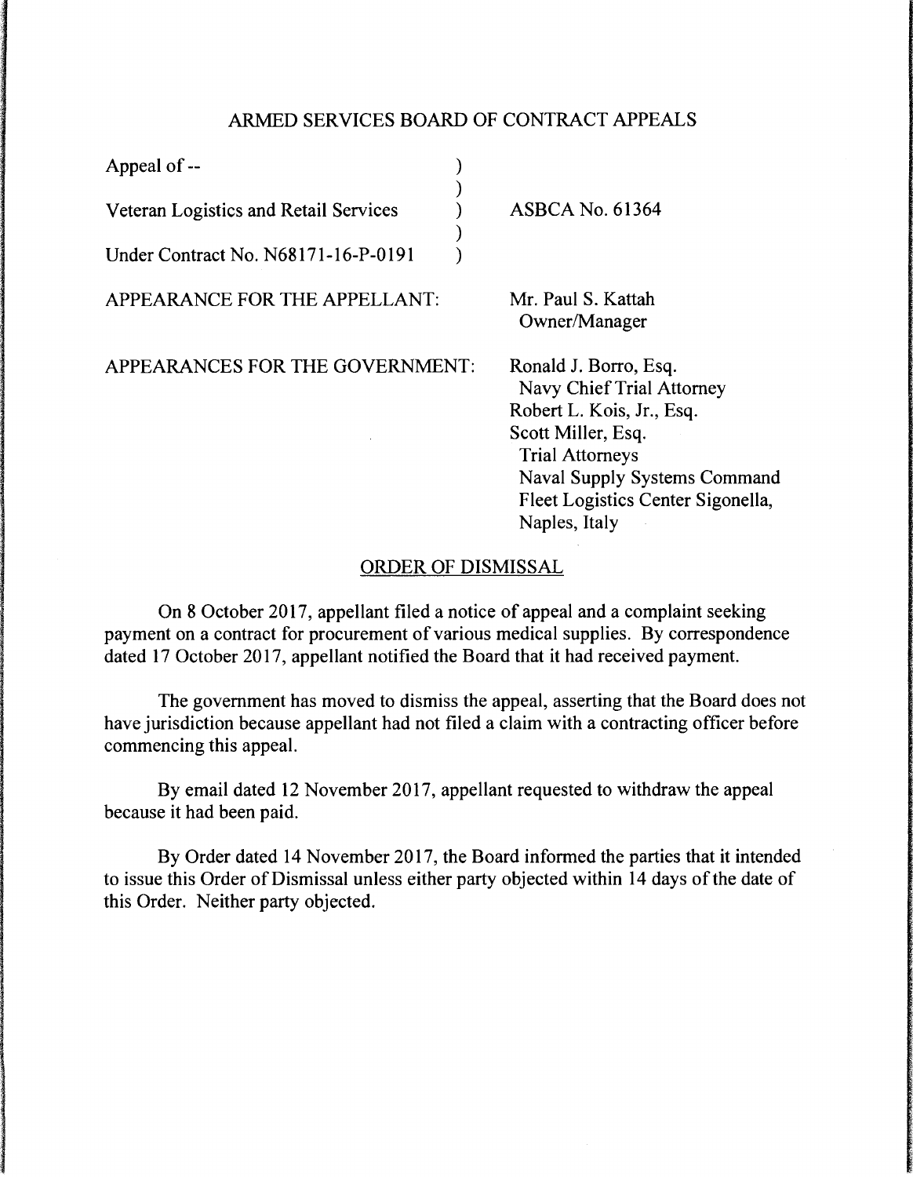## ARMED SERVICES BOARD OF CONTRACT APPEALS

| | |
|---|---|
| Appeal of -- | |
| Veteran Logistics and Retail Services | ASBCA No. 61364 |
| Under Contract No. N68171-16-P-0191 | |

APPEARANCE FOR THE APPELLANT:

Mr. Paul S. Kattah
Owner/Manager

APPEARANCES FOR THE GOVERNMENT:

Ronald J. Borro, Esq.
Navy Chief Trial Attorney
Robert L. Kois, Jr., Esq.
Scott Miller, Esq.
Trial Attorneys
Naval Supply Systems Command
Fleet Logistics Center Sigonella,
Naples, Italy

## ORDER OF DISMISSAL

On 8 October 2017, appellant filed a notice of appeal and a complaint seeking payment on a contract for procurement of various medical supplies. By correspondence dated 17 October 2017, appellant notified the Board that it had received payment.

The government has moved to dismiss the appeal, asserting that the Board does not have jurisdiction because appellant had not filed a claim with a contracting officer before commencing this appeal.

By email dated 12 November 2017, appellant requested to withdraw the appeal because it had been paid.

By Order dated 14 November 2017, the Board informed the parties that it intended to issue this Order of Dismissal unless either party objected within 14 days of the date of this Order. Neither party objected.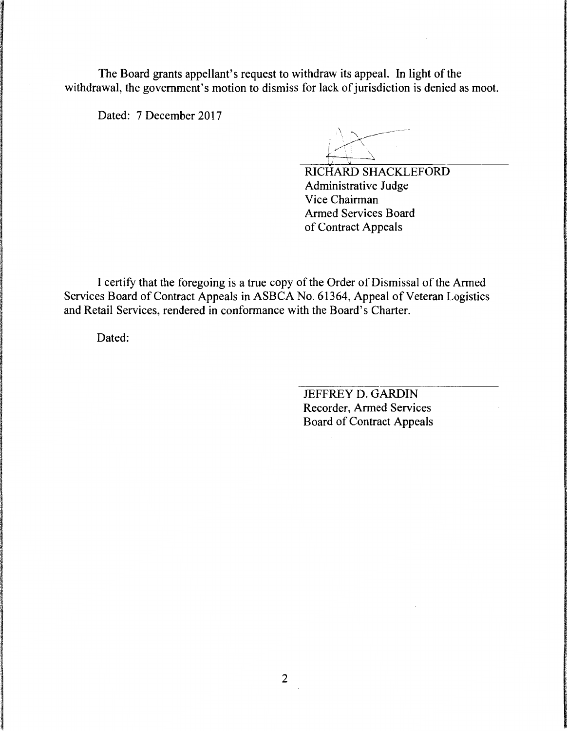The Board grants appellant's request to withdraw its appeal. In light of the withdrawal, the government's motion to dismiss for lack of jurisdiction is denied as moot.

Dated: 7 December 2017

RICHARD SHACKLEFORD
Administrative Judge
Vice Chairman
Armed Services Board
of Contract Appeals

I certify that the foregoing is a true copy of the Order of Dismissal of the Armed Services Board of Contract Appeals in ASBCA No. 61364, Appeal of Veteran Logistics and Retail Services, rendered in conformance with the Board's Charter.

Dated:

JEFFREY D. GARDIN
Recorder, Armed Services
Board of Contract Appeals